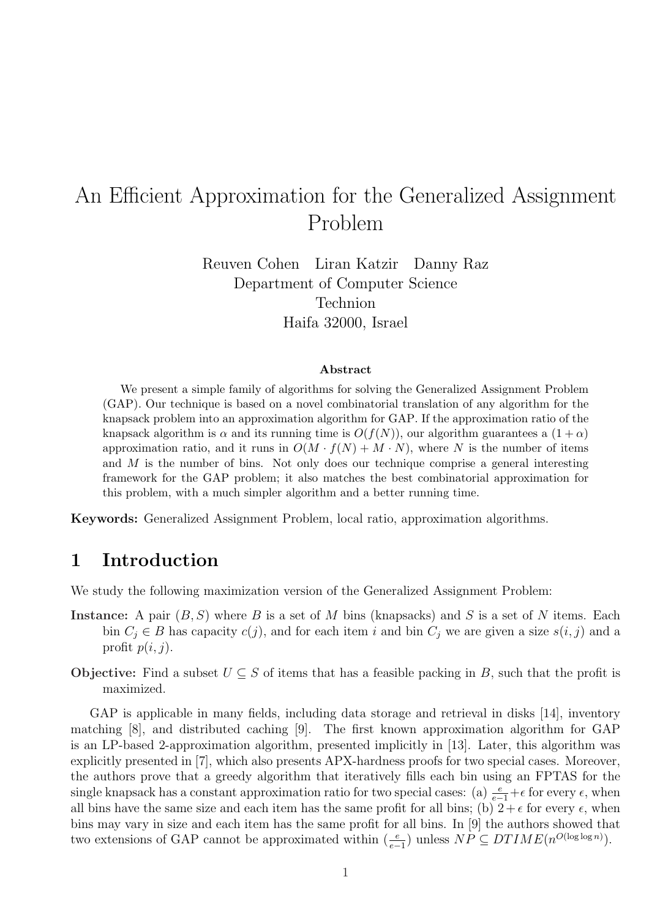# An Efficient Approximation for the Generalized Assignment Problem

Reuven Cohen Liran Katzir Danny Raz

Department of Computer Science

Technion

Haifa 32000, Israel

### Abstract

We present a simple family of algorithms for solving the Generalized Assignment Problem (GAP). Our technique is based on a novel combinatorial translation of any algorithm for the knapsack problem into an approximation algorithm for GAP. If the approximation ratio of the knapsack algorithm is $\alpha$ and its running time is $O(f(N))$, our algorithm guarantees a $(1 + \alpha)$ approximation ratio, and it runs in $O(M \cdot f(N) + M \cdot N)$, where $N$ is the number of items and $M$ is the number of bins. Not only does our technique comprise a general interesting framework for the GAP problem; it also matches the best combinatorial approximation for this problem, with a much simpler algorithm and a better running time.

**Keywords:** Generalized Assignment Problem, local ratio, approximation algorithms.

## 1 Introduction

We study the following maximization version of the Generalized Assignment Problem:

**Instance:** A pair $(B, S)$ where $B$ is a set of $M$ bins (knapsacks) and $S$ is a set of $N$ items. Each bin $C_j \in B$ has capacity $c(j)$, and for each item $i$ and bin $C_j$ we are given a size $s(i, j)$ and a profit $p(i, j)$.

**Objective:** Find a subset $U \subseteq S$ of items that has a feasible packing in $B$, such that the profit is maximized.

GAP is applicable in many fields, including data storage and retrieval in disks [14], inventory matching [8], and distributed caching [9]. The first known approximation algorithm for GAP is an LP-based 2-approximation algorithm, presented implicitly in [13]. Later, this algorithm was explicitly presented in [7], which also presents APX-hardness proofs for two special cases. Moreover, the authors prove that a greedy algorithm that iteratively fills each bin using an FPTAS for the single knapsack has a constant approximation ratio for two special cases: (a) $\frac{e}{e-1}+\epsilon$ for every $\epsilon$, when all bins have the same size and each item has the same profit for all bins; (b) $2+\epsilon$ for every $\epsilon$, when bins may vary in size and each item has the same profit for all bins. In [9] the authors showed that two extensions of GAP cannot be approximated within $(\frac{e}{e-1})$ unless $NP \subseteq DTIME(n^{O(\log \log n)})$.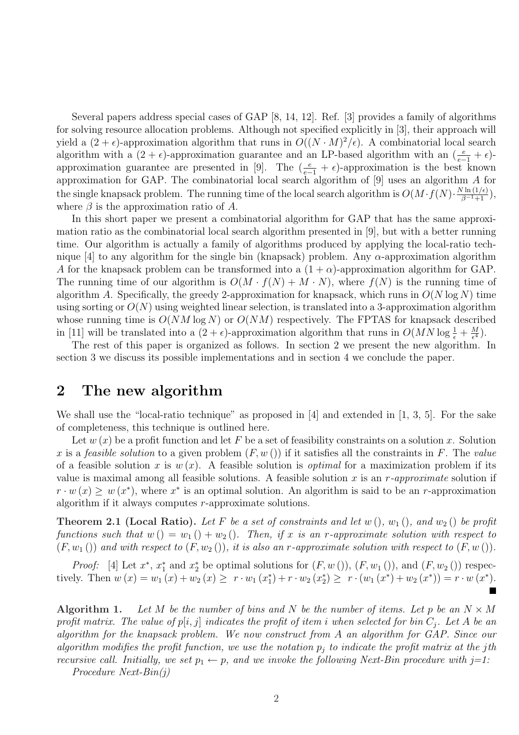Several papers address special cases of GAP [8, 14, 12]. Ref. [3] provides a family of algorithms for solving resource allocation problems. Although not specified explicitly in [3], their approach will yield a $(2 + \epsilon)$-approximation algorithm that runs in $O((N \cdot M)^2/\epsilon)$. A combinatorial local search algorithm with a $(2 + \epsilon)$-approximation guarantee and an LP-based algorithm with an $(\frac{e}{e-1} + \epsilon)$-approximation guarantee are presented in [9]. The $(\frac{e}{e-1} + \epsilon)$-approximation is the best known approximation for GAP. The combinatorial local search algorithm of [9] uses an algorithm $A$ for the single knapsack problem. The running time of the local search algorithm is $O(M \cdot f(N) \cdot \frac{N \ln(1/\epsilon)}{\beta^{-1}+1})$, where $\beta$ is the approximation ratio of $A$.

In this short paper we present a combinatorial algorithm for GAP that has the same approximation ratio as the combinatorial local search algorithm presented in [9], but with a better running time. Our algorithm is actually a family of algorithms produced by applying the local-ratio technique [4] to any algorithm for the single bin (knapsack) problem. Any $\alpha$-approximation algorithm $A$ for the knapsack problem can be transformed into a $(1 + \alpha)$-approximation algorithm for GAP. The running time of our algorithm is $O(M \cdot f(N) + M \cdot N)$, where $f(N)$ is the running time of algorithm $A$. Specifically, the greedy 2-approximation for knapsack, which runs in $O(N \log N)$ time using sorting or $O(N)$ using weighted linear selection, is translated into a 3-approximation algorithm whose running time is $O(NM \log N)$ or $O(NM)$ respectively. The FPTAS for knapsack described in [11] will be translated into a $(2 + \epsilon)$-approximation algorithm that runs in $O(MN \log \frac{1}{\epsilon} + \frac{M}{\epsilon^4})$.

The rest of this paper is organized as follows. In section 2 we present the new algorithm. In section 3 we discuss its possible implementations and in section 4 we conclude the paper.

## 2 The new algorithm

We shall use the "local-ratio technique" as proposed in [4] and extended in [1, 3, 5]. For the sake of completeness, this technique is outlined here.

Let $w(x)$ be a profit function and let $F$ be a set of feasibility constraints on a solution $x$. Solution $x$ is a *feasible solution* to a given problem $(F, w())$ if it satisfies all the constraints in $F$. The *value* of a feasible solution $x$ is $w(x)$. A feasible solution is *optimal* for a maximization problem if its value is maximal among all feasible solutions. A feasible solution $x$ is an *r-approximate* solution if $r \cdot w(x) \geq w(x^*)$, where $x^*$ is an optimal solution. An algorithm is said to be an $r$-approximation algorithm if it always computes $r$-approximate solutions.

**Theorem 2.1 (Local Ratio).** *Let $F$ be a set of constraints and let $w()$, $w_1()$, and $w_2()$ be profit functions such that $w() = w_1() + w_2()$. Then, if $x$ is an $r$-approximate solution with respect to $(F, w_1())$ and with respect to $(F, w_2())$, it is also an $r$-approximate solution with respect to $(F, w())$.*

*Proof:* [4] Let $x^*$, $x_1^*$ and $x_2^*$ be optimal solutions for $(F, w())$, $(F, w_1())$, and $(F, w_2())$ respectively. Then $w(x) = w_1(x) + w_2(x) \geq r \cdot w_1(x_1^*) + r \cdot w_2(x_2^*) \geq r \cdot (w_1(x^*) + w_2(x^*)) = r \cdot w(x^*)$. ■

**Algorithm 1.** *Let $M$ be the number of bins and $N$ be the number of items. Let $p$ be an $N \times M$ profit matrix. The value of $p[i, j]$ indicates the profit of item $i$ when selected for bin $C_j$. Let $A$ be an algorithm for the knapsack problem. We now construct from $A$ an algorithm for GAP. Since our algorithm modifies the profit function, we use the notation $p_j$ to indicate the profit matrix at the $j$th recursive call. Initially, we set $p_1 \leftarrow p$, and we invoke the following Next-Bin procedure with j=1:*

*Procedure Next-Bin(j)*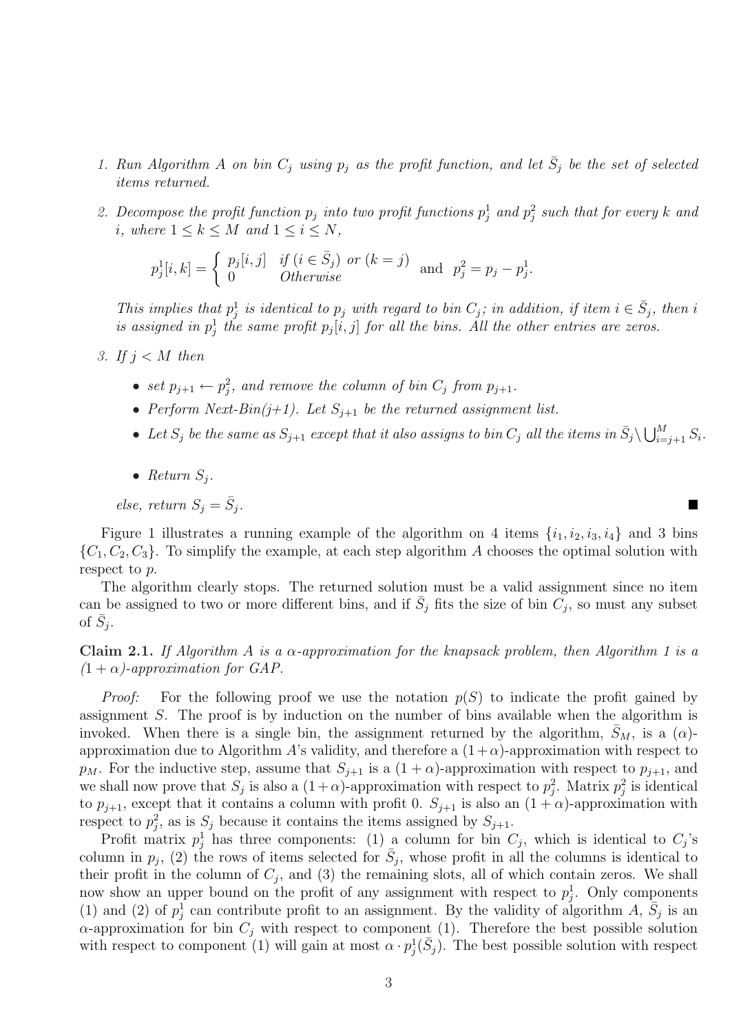1. *Run Algorithm A on bin $C_j$ using $p_j$ as the profit function, and let $\bar{S}_j$ be the set of selected items returned.*

2. *Decompose the profit function $p_j$ into two profit functions $p_j^1$ and $p_j^2$ such that for every $k$ and $i$, where $1 \leq k \leq M$ and $1 \leq i \leq N$,*

$$p_j^1[i,k] = \begin{cases} p_j[i,j] & \text{if } (i \in \bar{S}_j) \text{ or } (k = j) \\ 0 & \text{Otherwise} \end{cases} \quad \text{and} \quad p_j^2 = p_j - p_j^1.$$

*This implies that $p_j^1$ is identical to $p_j$ with regard to bin $C_j$; in addition, if item $i \in \bar{S}_j$, then $i$ is assigned in $p_j^1$ the same profit $p_j[i,j]$ for all the bins. All the other entries are zeros.*

3. *If $j < M$ then*

   - *set $p_{j+1} \leftarrow p_j^2$, and remove the column of bin $C_j$ from $p_{j+1}$.*
   - *Perform Next-Bin(j+1). Let $S_{j+1}$ be the returned assignment list.*
   - *Let $S_j$ be the same as $S_{j+1}$ except that it also assigns to bin $C_j$ all the items in $\bar{S}_j \setminus \bigcup_{i=j+1}^{M} S_i$.*
   - *Return $S_j$.*

   *else, return $S_j = \bar{S}_j$.* ■

Figure 1 illustrates a running example of the algorithm on 4 items $\{i_1, i_2, i_3, i_4\}$ and 3 bins $\{C_1, C_2, C_3\}$. To simplify the example, at each step algorithm $A$ chooses the optimal solution with respect to $p$.

The algorithm clearly stops. The returned solution must be a valid assignment since no item can be assigned to two or more different bins, and if $\bar{S}_j$ fits the size of bin $C_j$, so must any subset of $\bar{S}_j$.

**Claim 2.1.** *If Algorithm A is a $\alpha$-approximation for the knapsack problem, then Algorithm 1 is a $(1+\alpha)$-approximation for GAP.*

*Proof:* For the following proof we use the notation $p(S)$ to indicate the profit gained by assignment $S$. The proof is by induction on the number of bins available when the algorithm is invoked. When there is a single bin, the assignment returned by the algorithm, $\bar{S}_M$, is a $(\alpha)$-approximation due to Algorithm $A$'s validity, and therefore a $(1+\alpha)$-approximation with respect to $p_M$. For the inductive step, assume that $S_{j+1}$ is a $(1+\alpha)$-approximation with respect to $p_{j+1}$, and we shall now prove that $S_j$ is also a $(1+\alpha)$-approximation with respect to $p_j^2$. Matrix $p_j^2$ is identical to $p_{j+1}$, except that it contains a column with profit 0. $S_{j+1}$ is also an $(1+\alpha)$-approximation with respect to $p_j^2$, as is $S_j$ because it contains the items assigned by $S_{j+1}$.

Profit matrix $p_j^1$ has three components: (1) a column for bin $C_j$, which is identical to $C_j$'s column in $p_j$, (2) the rows of items selected for $\bar{S}_j$, whose profit in all the columns is identical to their profit in the column of $C_j$, and (3) the remaining slots, all of which contain zeros. We shall now show an upper bound on the profit of any assignment with respect to $p_j^1$. Only components (1) and (2) of $p_j^1$ can contribute profit to an assignment. By the validity of algorithm $A$, $\bar{S}_j$ is an $\alpha$-approximation for bin $C_j$ with respect to component (1). Therefore the best possible solution with respect to component (1) will gain at most $\alpha \cdot p_j^1(\bar{S}_j)$. The best possible solution with respect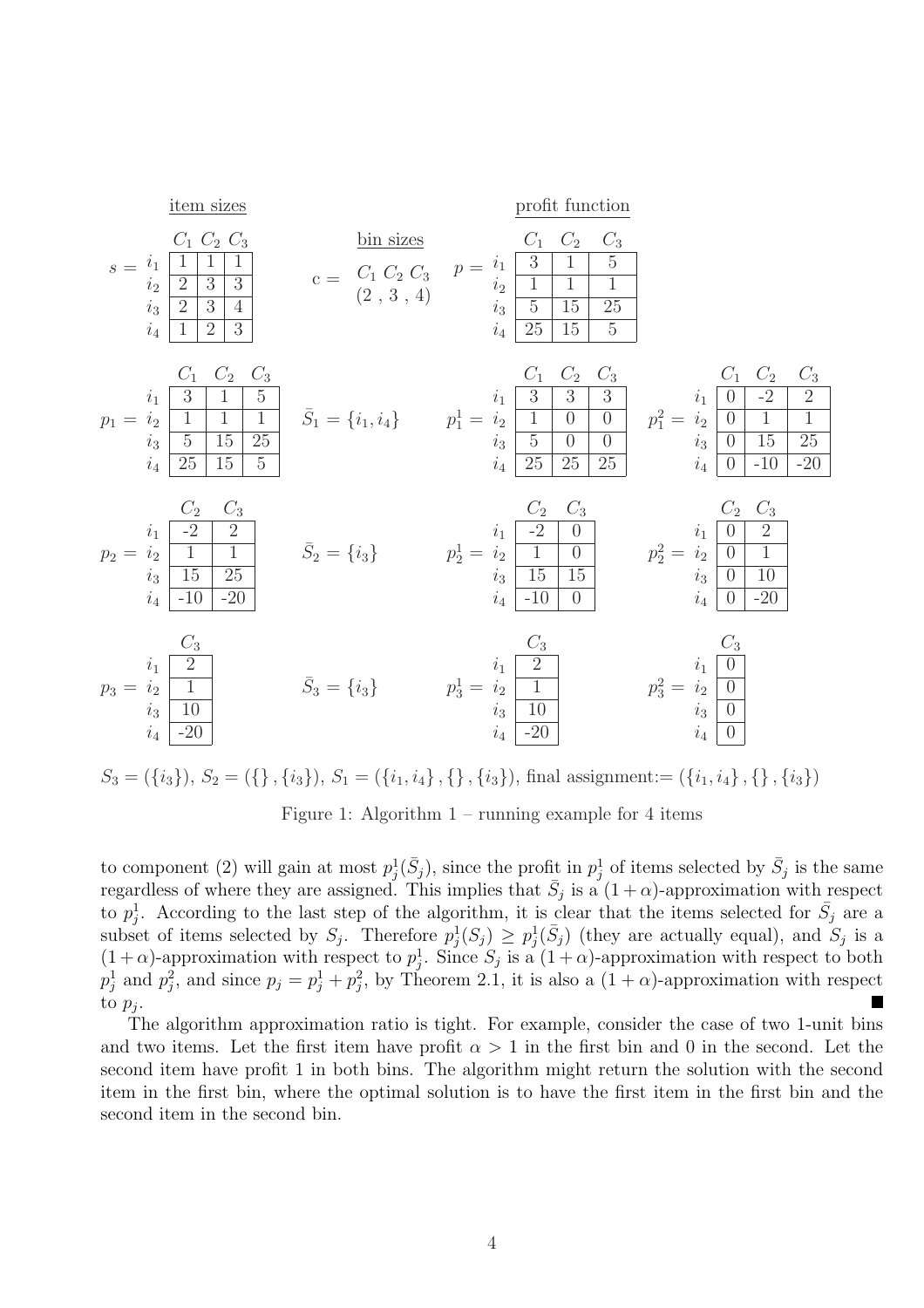item sizes

$s =$

| | $C_1$ | $C_2$ | $C_3$ |
|---|---|---|---|
| $i_1$ | 1 | 1 | 1 |
| $i_2$ | 2 | 3 | 3 |
| $i_3$ | 2 | 3 | 4 |
| $i_4$ | 1 | 2 | 3 |

bin sizes

c = $C_1$ $C_2$ $C_3$ (2 , 3 , 4)

profit function

$p =$

| | $C_1$ | $C_2$ | $C_3$ |
|---|---|---|---|
| $i_1$ | 3 | 1 | 5 |
| $i_2$ | 1 | 1 | 1 |
| $i_3$ | 5 | 15 | 25 |
| $i_4$ | 25 | 15 | 5 |

$p_1 =$

| | $C_1$ | $C_2$ | $C_3$ |
|---|---|---|---|
| $i_1$ | 3 | 1 | 5 |
| $i_2$ | 1 | 1 | 1 |
| $i_3$ | 5 | 15 | 25 |
| $i_4$ | 25 | 15 | 5 |

$\bar{S}_1 = \{i_1, i_4\}$

$p_1^1 =$

| | $C_1$ | $C_2$ | $C_3$ |
|---|---|---|---|
| $i_1$ | 3 | 3 | 3 |
| $i_2$ | 1 | 0 | 0 |
| $i_3$ | 5 | 0 | 0 |
| $i_4$ | 25 | 25 | 25 |

$p_1^2 =$

| | $C_1$ | $C_2$ | $C_3$ |
|---|---|---|---|
| $i_1$ | 0 | -2 | 2 |
| $i_2$ | 0 | 1 | 1 |
| $i_3$ | 0 | 15 | 25 |
| $i_4$ | 0 | -10 | -20 |

$p_2 =$

| | $C_2$ | $C_3$ |
|---|---|---|
| $i_1$ | -2 | 2 |
| $i_2$ | 1 | 1 |
| $i_3$ | 15 | 25 |
| $i_4$ | -10 | -20 |

$\bar{S}_2 = \{i_3\}$

$p_2^1 =$

| | $C_2$ | $C_3$ |
|---|---|---|
| $i_1$ | -2 | 0 |
| $i_2$ | 1 | 0 |
| $i_3$ | 15 | 15 |
| $i_4$ | -10 | 0 |

$p_2^2 =$

| | $C_2$ | $C_3$ |
|---|---|---|
| $i_1$ | 0 | 2 |
| $i_2$ | 0 | 1 |
| $i_3$ | 0 | 10 |
| $i_4$ | 0 | -20 |

$p_3 =$

| | $C_3$ |
|---|---|
| $i_1$ | 2 |
| $i_2$ | 1 |
| $i_3$ | 10 |
| $i_4$ | -20 |

$\bar{S}_3 = \{i_3\}$

$p_3^1 =$

| | $C_3$ |
|---|---|
| $i_1$ | 2 |
| $i_2$ | 1 |
| $i_3$ | 10 |
| $i_4$ | -20 |

$p_3^2 =$

| | $C_3$ |
|---|---|
| $i_1$ | 0 |
| $i_2$ | 0 |
| $i_3$ | 0 |
| $i_4$ | 0 |

$S_3 = (\{i_3\})$, $S_2 = (\{\}, \{i_3\})$, $S_1 = (\{i_1, i_4\}, \{\}, \{i_3\})$, final assignment:= $(\{i_1, i_4\}, \{\}, \{i_3\})$

Figure 1: Algorithm 1 – running example for 4 items

to component (2) will gain at most $p_j^1(\bar{S}_j)$, since the profit in $p_j^1$ of items selected by $\bar{S}_j$ is the same regardless of where they are assigned. This implies that $\bar{S}_j$ is a $(1+\alpha)$-approximation with respect to $p_j^1$. According to the last step of the algorithm, it is clear that the items selected for $\bar{S}_j$ are a subset of items selected by $S_j$. Therefore $p_j^1(S_j) \geq p_j^1(\bar{S}_j)$ (they are actually equal), and $S_j$ is a $(1+\alpha)$-approximation with respect to $p_j^1$. Since $S_j$ is a $(1+\alpha)$-approximation with respect to both $p_j^1$ and $p_j^2$, and since $p_j = p_j^1 + p_j^2$, by Theorem 2.1, it is also a $(1+\alpha)$-approximation with respect to $p_j$. ∎

The algorithm approximation ratio is tight. For example, consider the case of two 1-unit bins and two items. Let the first item have profit $\alpha > 1$ in the first bin and 0 in the second. Let the second item have profit 1 in both bins. The algorithm might return the solution with the second item in the first bin, where the optimal solution is to have the first item in the first bin and the second item in the second bin.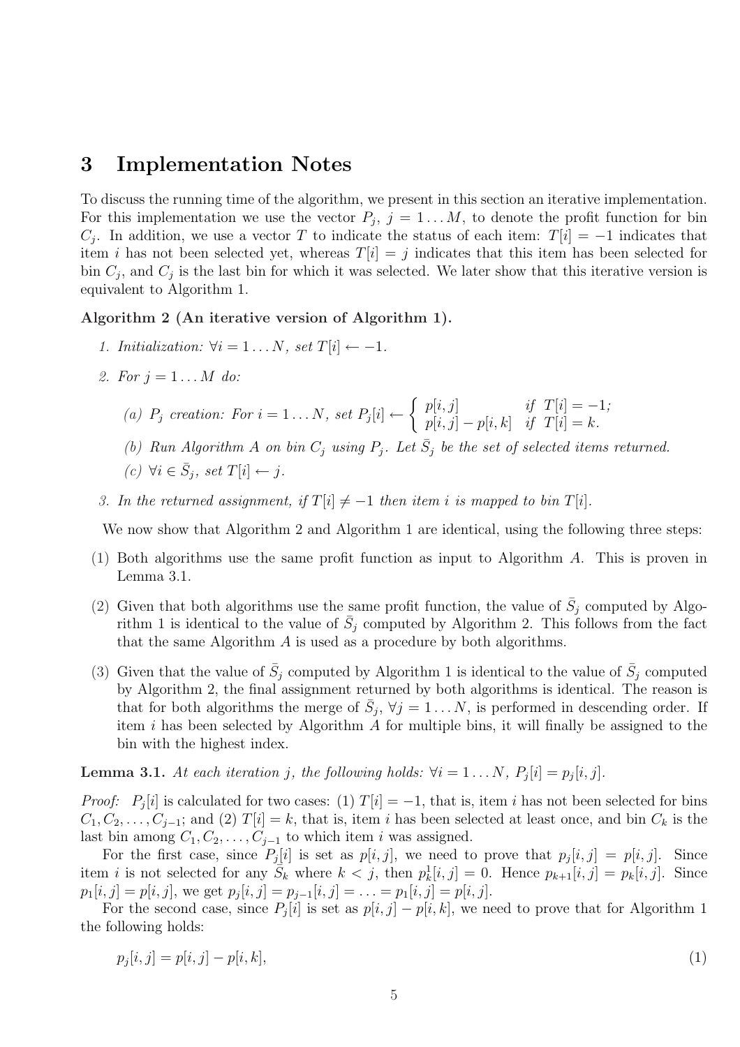## 3 Implementation Notes

To discuss the running time of the algorithm, we present in this section an iterative implementation. For this implementation we use the vector $P_j$, $j = 1 \ldots M$, to denote the profit function for bin $C_j$. In addition, we use a vector $T$ to indicate the status of each item: $T[i] = -1$ indicates that item $i$ has not been selected yet, whereas $T[i] = j$ indicates that this item has been selected for bin $C_j$, and $C_j$ is the last bin for which it was selected. We later show that this iterative version is equivalent to Algorithm 1.

**Algorithm 2 (An iterative version of Algorithm 1).**

1. *Initialization:* $\forall i = 1 \ldots N$*, set* $T[i] \leftarrow -1$.
2. *For* $j = 1 \ldots M$ *do:*
   (a) $P_j$ *creation: For* $i = 1 \ldots N$*, set* $P_j[i] \leftarrow \begin{cases} p[i,j] & \text{if } T[i] = -1; \\ p[i,j] - p[i,k] & \text{if } T[i] = k. \end{cases}$
   (b) *Run Algorithm A on bin* $C_j$ *using* $P_j$*. Let* $\bar{S}_j$ *be the set of selected items returned.*
   (c) $\forall i \in \bar{S}_j$*, set* $T[i] \leftarrow j$.
3. *In the returned assignment, if* $T[i] \neq -1$ *then item* $i$ *is mapped to bin* $T[i]$.

We now show that Algorithm 2 and Algorithm 1 are identical, using the following three steps:

(1) Both algorithms use the same profit function as input to Algorithm $A$. This is proven in Lemma 3.1.

(2) Given that both algorithms use the same profit function, the value of $\bar{S}_j$ computed by Algorithm 1 is identical to the value of $\bar{S}_j$ computed by Algorithm 2. This follows from the fact that the same Algorithm $A$ is used as a procedure by both algorithms.

(3) Given that the value of $\bar{S}_j$ computed by Algorithm 1 is identical to the value of $\bar{S}_j$ computed by Algorithm 2, the final assignment returned by both algorithms is identical. The reason is that for both algorithms the merge of $\bar{S}_j$, $\forall j = 1 \ldots N$, is performed in descending order. If item $i$ has been selected by Algorithm $A$ for multiple bins, it will finally be assigned to the bin with the highest index.

**Lemma 3.1.** *At each iteration* $j$*, the following holds:* $\forall i = 1 \ldots N$, $P_j[i] = p_j[i,j]$.

*Proof:* $P_j[i]$ is calculated for two cases: (1) $T[i] = -1$, that is, item $i$ has not been selected for bins $C_1, C_2, \ldots, C_{j-1}$; and (2) $T[i] = k$, that is, item $i$ has been selected at least once, and bin $C_k$ is the last bin among $C_1, C_2, \ldots, C_{j-1}$ to which item $i$ was assigned.

For the first case, since $P_j[i]$ is set as $p[i,j]$, we need to prove that $p_j[i,j] = p[i,j]$. Since item $i$ is not selected for any $\bar{S}_k$ where $k < j$, then $p_k^1[i,j] = 0$. Hence $p_{k+1}[i,j] = p_k[i,j]$. Since $p_1[i,j] = p[i,j]$, we get $p_j[i,j] = p_{j-1}[i,j] = \ldots = p_1[i,j] = p[i,j]$.

For the second case, since $P_j[i]$ is set as $p[i,j] - p[i,k]$, we need to prove that for Algorithm 1 the following holds:

$$p_j[i,j] = p[i,j] - p[i,k], \tag{1}$$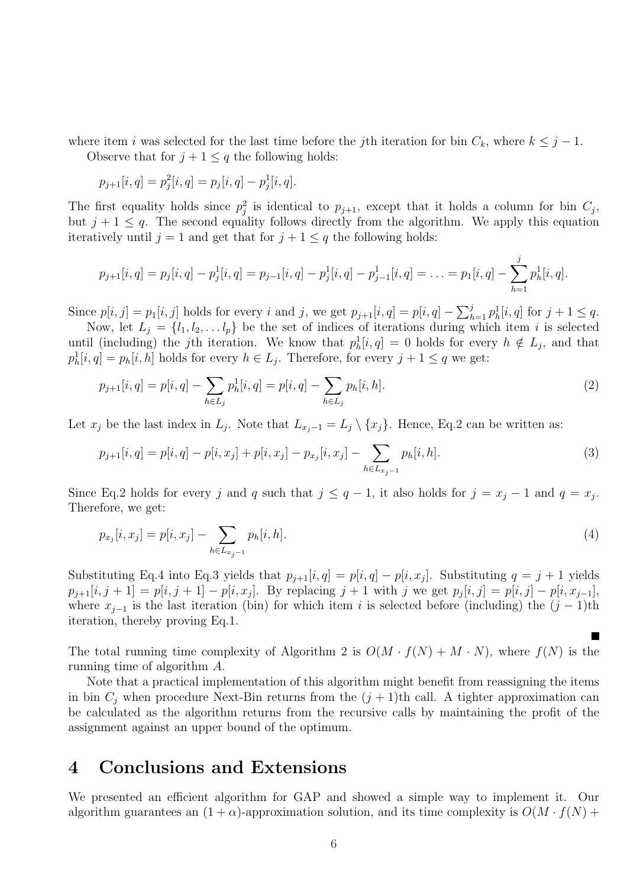where item $i$ was selected for the last time before the $j$th iteration for bin $C_k$, where $k \leq j-1$.

Observe that for $j+1 \leq q$ the following holds:

$$p_{j+1}[i,q] = p_j^2[i,q] = p_j[i,q] - p_j^1[i,q].$$

The first equality holds since $p_j^2$ is identical to $p_{j+1}$, except that it holds a column for bin $C_j$, but $j+1 \leq q$. The second equality follows directly from the algorithm. We apply this equation iteratively until $j=1$ and get that for $j+1 \leq q$ the following holds:

$$p_{j+1}[i,q] = p_j[i,q] - p_j^1[i,q] = p_{j-1}[i,q] - p_j^1[i,q] - p_{j-1}^1[i,q] = \ldots = p_1[i,q] - \sum_{h=1}^{j} p_h^1[i,q].$$

Since $p[i,j] = p_1[i,j]$ holds for every $i$ and $j$, we get $p_{j+1}[i,q] = p[i,q] - \sum_{h=1}^{j} p_h^1[i,q]$ for $j+1 \leq q$.

Now, let $L_j = \{l_1, l_2, \ldots l_p\}$ be the set of indices of iterations during which item $i$ is selected until (including) the $j$th iteration. We know that $p_h^1[i,q] = 0$ holds for every $h \notin L_j$, and that $p_h^1[i,q] = p_h[i,h]$ holds for every $h \in L_j$. Therefore, for every $j+1 \leq q$ we get:

$$p_{j+1}[i,q] = p[i,q] - \sum_{h \in L_j} p_h^1[i,q] = p[i,q] - \sum_{h \in L_j} p_h[i,h]. \tag{2}$$

Let $x_j$ be the last index in $L_j$. Note that $L_{x_j-1} = L_j \setminus \{x_j\}$. Hence, Eq.2 can be written as:

$$p_{j+1}[i,q] = p[i,q] - p[i,x_j] + p[i,x_j] - p_{x_j}[i,x_j] - \sum_{h \in L_{x_j-1}} p_h[i,h]. \tag{3}$$

Since Eq.2 holds for every $j$ and $q$ such that $j \leq q-1$, it also holds for $j = x_j - 1$ and $q = x_j$. Therefore, we get:

$$p_{x_j}[i,x_j] = p[i,x_j] - \sum_{h \in L_{x_j-1}} p_h[i,h]. \tag{4}$$

Substituting Eq.4 into Eq.3 yields that $p_{j+1}[i,q] = p[i,q] - p[i,x_j]$. Substituting $q = j+1$ yields $p_{j+1}[i,j+1] = p[i,j+1] - p[i,x_j]$. By replacing $j+1$ with $j$ we get $p_j[i,j] = p[i,j] - p[i,x_{j-1}]$, where $x_{j-1}$ is the last iteration (bin) for which item $i$ is selected before (including) the $(j-1)$th iteration, thereby proving Eq.1.

■

The total running time complexity of Algorithm 2 is $O(M \cdot f(N) + M \cdot N)$, where $f(N)$ is the running time of algorithm $A$.

Note that a practical implementation of this algorithm might benefit from reassigning the items in bin $C_j$ when procedure Next-Bin returns from the $(j+1)$th call. A tighter approximation can be calculated as the algorithm returns from the recursive calls by maintaining the profit of the assignment against an upper bound of the optimum.

# 4 Conclusions and Extensions

We presented an efficient algorithm for GAP and showed a simple way to implement it. Our algorithm guarantees an $(1+\alpha)$-approximation solution, and its time complexity is $O(M \cdot f(N) +$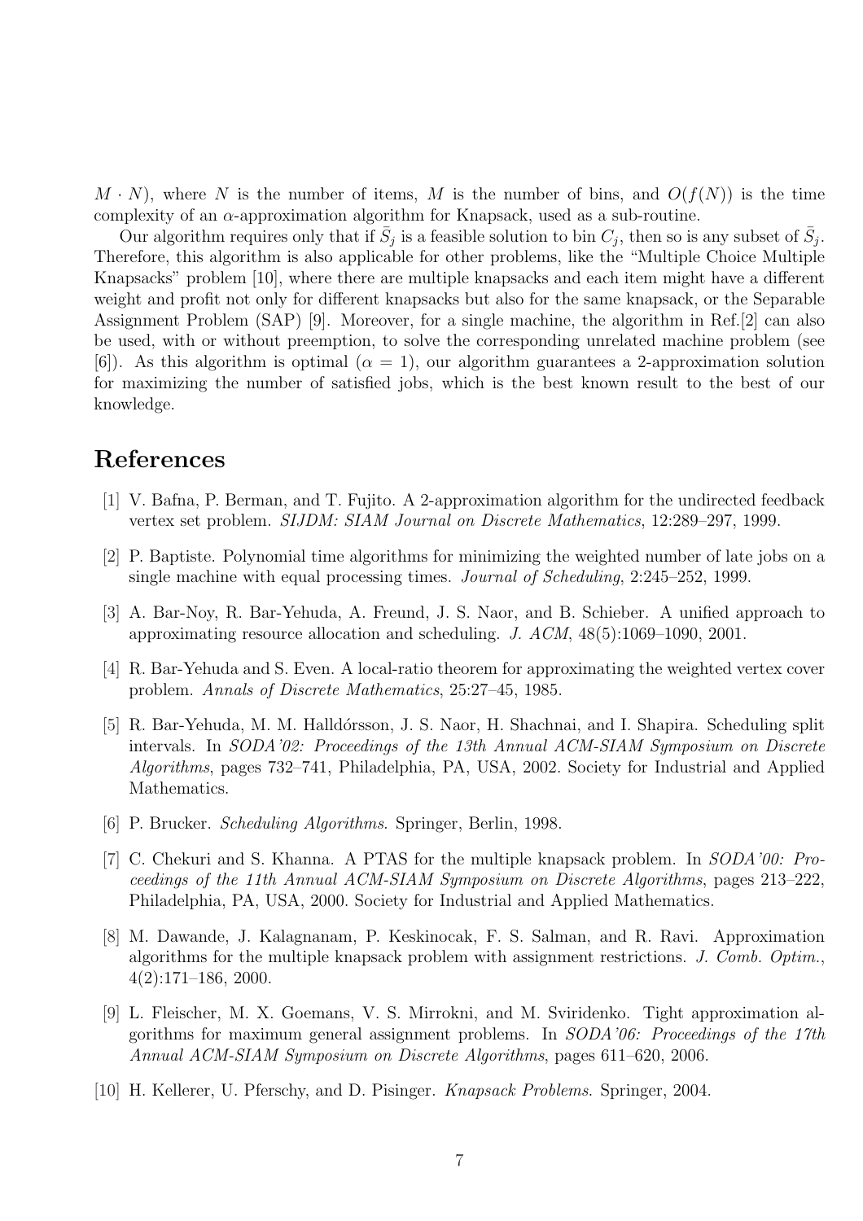$M \cdot N$), where $N$ is the number of items, $M$ is the number of bins, and $O(f(N))$ is the time complexity of an $\alpha$-approximation algorithm for Knapsack, used as a sub-routine.

Our algorithm requires only that if $\bar{S}_j$ is a feasible solution to bin $C_j$, then so is any subset of $\bar{S}_j$. Therefore, this algorithm is also applicable for other problems, like the "Multiple Choice Multiple Knapsacks" problem [10], where there are multiple knapsacks and each item might have a different weight and profit not only for different knapsacks but also for the same knapsack, or the Separable Assignment Problem (SAP) [9]. Moreover, for a single machine, the algorithm in Ref.[2] can also be used, with or without preemption, to solve the corresponding unrelated machine problem (see [6]). As this algorithm is optimal ($\alpha = 1$), our algorithm guarantees a 2-approximation solution for maximizing the number of satisfied jobs, which is the best known result to the best of our knowledge.

# References

[1] V. Bafna, P. Berman, and T. Fujito. A 2-approximation algorithm for the undirected feedback vertex set problem. *SIJDM: SIAM Journal on Discrete Mathematics*, 12:289–297, 1999.

[2] P. Baptiste. Polynomial time algorithms for minimizing the weighted number of late jobs on a single machine with equal processing times. *Journal of Scheduling*, 2:245–252, 1999.

[3] A. Bar-Noy, R. Bar-Yehuda, A. Freund, J. S. Naor, and B. Schieber. A unified approach to approximating resource allocation and scheduling. *J. ACM*, 48(5):1069–1090, 2001.

[4] R. Bar-Yehuda and S. Even. A local-ratio theorem for approximating the weighted vertex cover problem. *Annals of Discrete Mathematics*, 25:27–45, 1985.

[5] R. Bar-Yehuda, M. M. Halldórsson, J. S. Naor, H. Shachnai, and I. Shapira. Scheduling split intervals. In *SODA'02: Proceedings of the 13th Annual ACM-SIAM Symposium on Discrete Algorithms*, pages 732–741, Philadelphia, PA, USA, 2002. Society for Industrial and Applied Mathematics.

[6] P. Brucker. *Scheduling Algorithms*. Springer, Berlin, 1998.

[7] C. Chekuri and S. Khanna. A PTAS for the multiple knapsack problem. In *SODA'00: Proceedings of the 11th Annual ACM-SIAM Symposium on Discrete Algorithms*, pages 213–222, Philadelphia, PA, USA, 2000. Society for Industrial and Applied Mathematics.

[8] M. Dawande, J. Kalagnanam, P. Keskinocak, F. S. Salman, and R. Ravi. Approximation algorithms for the multiple knapsack problem with assignment restrictions. *J. Comb. Optim.*, 4(2):171–186, 2000.

[9] L. Fleischer, M. X. Goemans, V. S. Mirrokni, and M. Sviridenko. Tight approximation algorithms for maximum general assignment problems. In *SODA'06: Proceedings of the 17th Annual ACM-SIAM Symposium on Discrete Algorithms*, pages 611–620, 2006.

[10] H. Kellerer, U. Pferschy, and D. Pisinger. *Knapsack Problems*. Springer, 2004.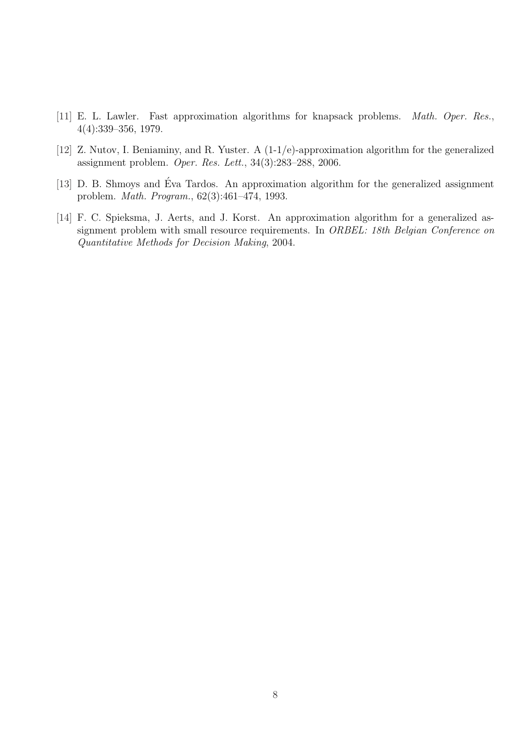[11] E. L. Lawler. Fast approximation algorithms for knapsack problems. *Math. Oper. Res.*, 4(4):339–356, 1979.

[12] Z. Nutov, I. Beniaminy, and R. Yuster. A (1-1/e)-approximation algorithm for the generalized assignment problem. *Oper. Res. Lett.*, 34(3):283–288, 2006.

[13] D. B. Shmoys and Éva Tardos. An approximation algorithm for the generalized assignment problem. *Math. Program.*, 62(3):461–474, 1993.

[14] F. C. Spieksma, J. Aerts, and J. Korst. An approximation algorithm for a generalized assignment problem with small resource requirements. In *ORBEL: 18th Belgian Conference on Quantitative Methods for Decision Making*, 2004.